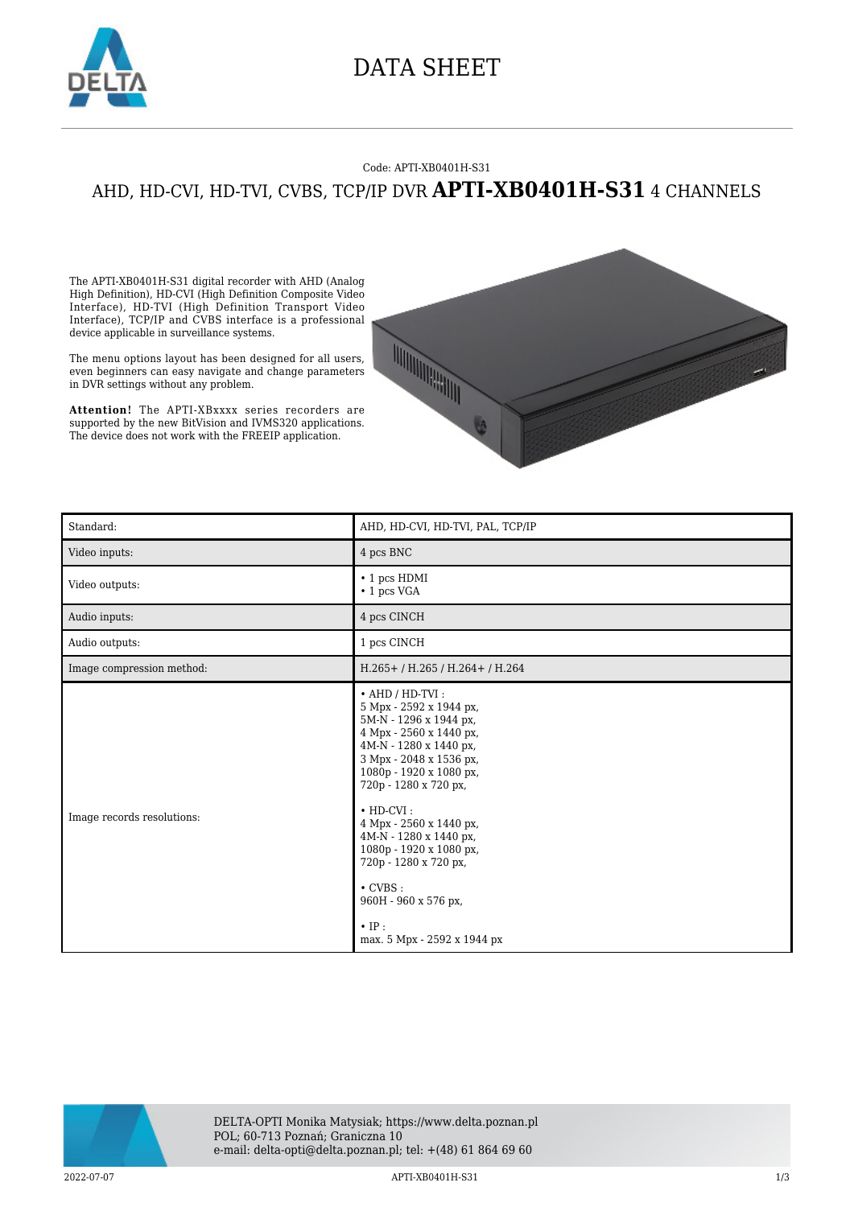# DATA SHEET

Code: APTI-XB0401H-S31

## AHD, HD-CVI, HD-TVI, CVBS, TCP/IP DVR **APTI-XB0401H-S31** 4 CHANNELS

The APTI-XB0401H-S31 digital recorder with AHD (Analog High Definition), HD-CVI (High Definition Composite Video Interface), HD-TVI (High Definition Transport Video Interface), TCP/IP and CVBS interface is a professional device applicable in surveillance systems.

The menu options layout has been designed for all users, even beginners can easy navigate and change parameters in DVR settings without any problem.

**Attention!** The APTI-XBxxxx series recorders are supported by the new BitVision and IVMS320 applications. The device does not work with the FREEIP application.

| | |
|---|---|
| Standard: | AHD, HD-CVI, HD-TVI, PAL, TCP/IP |
| Video inputs: | 4 pcs BNC |
| Video outputs: | • 1 pcs HDMI<br>• 1 pcs VGA |
| Audio inputs: | 4 pcs CINCH |
| Audio outputs: | 1 pcs CINCH |
| Image compression method: | H.265+ / H.265 / H.264+ / H.264 |
| Image records resolutions: | • AHD / HD-TVI :<br>5 Mpx - 2592 x 1944 px,<br>5M-N - 1296 x 1944 px,<br>4 Mpx - 2560 x 1440 px,<br>4M-N - 1280 x 1440 px,<br>3 Mpx - 2048 x 1536 px,<br>1080p - 1920 x 1080 px,<br>720p - 1280 x 720 px,<br><br>• HD-CVI :<br>4 Mpx - 2560 x 1440 px,<br>4M-N - 1280 x 1440 px,<br>1080p - 1920 x 1080 px,<br>720p - 1280 x 720 px,<br><br>• CVBS :<br>960H - 960 x 576 px,<br><br>• IP :<br>max. 5 Mpx - 2592 x 1944 px |

DELTA-OPTI Monika Matysiak; https://www.delta.poznan.pl
POL; 60-713 Poznań; Graniczna 10
e-mail: delta-opti@delta.poznan.pl; tel: +(48) 61 864 69 60

2022-07-07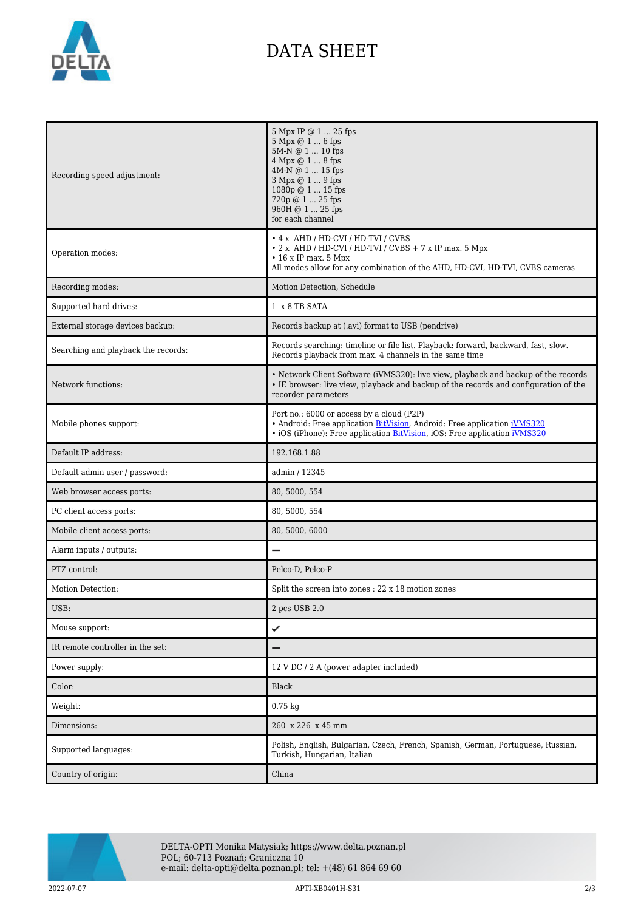# DATA SHEET

| | |
|---|---|
| Recording speed adjustment: | 5 Mpx IP @ 1 ... 25 fps<br>5 Mpx @ 1 ... 6 fps<br>5M-N @ 1 ... 10 fps<br>4 Mpx @ 1 ... 8 fps<br>4M-N @ 1 ... 15 fps<br>3 Mpx @ 1 ... 9 fps<br>1080p @ 1 ... 15 fps<br>720p @ 1 ... 25 fps<br>960H @ 1 ... 25 fps<br>for each channel |
| Operation modes: | • 4 x AHD / HD-CVI / HD-TVI / CVBS<br>• 2 x AHD / HD-CVI / HD-TVI / CVBS + 7 x IP max. 5 Mpx<br>• 16 x IP max. 5 Mpx<br>All modes allow for any combination of the AHD, HD-CVI, HD-TVI, CVBS cameras |
| Recording modes: | Motion Detection, Schedule |
| Supported hard drives: | 1 x 8 TB SATA |
| External storage devices backup: | Records backup at (.avi) format to USB (pendrive) |
| Searching and playback the records: | Records searching: timeline or file list. Playback: forward, backward, fast, slow.<br>Records playback from max. 4 channels in the same time |
| Network functions: | • Network Client Software (iVMS320): live view, playback and backup of the records<br>• IE browser: live view, playback and backup of the records and configuration of the recorder parameters |
| Mobile phones support: | Port no.: 6000 or access by a cloud (P2P)<br>• Android: Free application BitVision, Android: Free application iVMS320<br>• iOS (iPhone): Free application BitVision, iOS: Free application iVMS320 |
| Default IP address: | 192.168.1.88 |
| Default admin user / password: | admin / 12345 |
| Web browser access ports: | 80, 5000, 554 |
| PC client access ports: | 80, 5000, 554 |
| Mobile client access ports: | 80, 5000, 6000 |
| Alarm inputs / outputs: | – |
| PTZ control: | Pelco-D, Pelco-P |
| Motion Detection: | Split the screen into zones : 22 x 18 motion zones |
| USB: | 2 pcs USB 2.0 |
| Mouse support: | ✔ |
| IR remote controller in the set: | – |
| Power supply: | 12 V DC / 2 A (power adapter included) |
| Color: | Black |
| Weight: | 0.75 kg |
| Dimensions: | 260 x 226 x 45 mm |
| Supported languages: | Polish, English, Bulgarian, Czech, French, Spanish, German, Portuguese, Russian, Turkish, Hungarian, Italian |
| Country of origin: | China |

DELTA-OPTI Monika Matysiak; https://www.delta.poznan.pl
POL; 60-713 Poznań; Graniczna 10
e-mail: delta-opti@delta.poznan.pl; tel: +(48) 61 864 69 60

2022-07-07 APTI-XB0401H-S31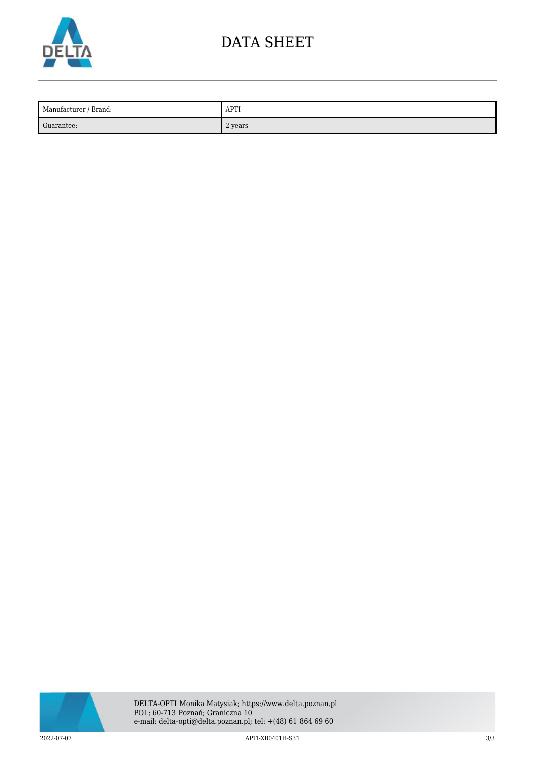| | |
|---|---|
| Manufacturer / Brand: | APTI |
| Guarantee: | 2 years |